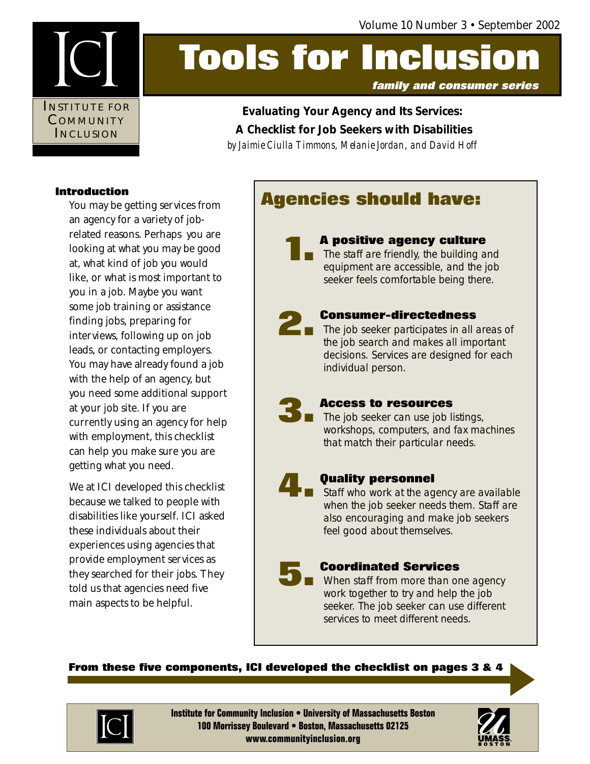ICI

INSTITUTE FOR COMMUNITY INCLUSION

# Tools for Inclusion

*family and consumer series*

## Evaluating Your Agency and Its Services: A Checklist for Job Seekers with Disabilities

*by Jaimie Ciulla Timmons, Melanie Jordan, and David Hoff*

### Introduction

You may be getting services from an agency for a variety of job-related reasons. Perhaps you are looking at what you may be good at, what kind of job you would like, or what is most important to you in a job. Maybe you want some job training or assistance finding jobs, preparing for interviews, following up on job leads, or contacting employers. You may have already found a job with the help of an agency, but you need some additional support at your job site. If you are currently using an agency for help with employment, this checklist can help you make sure you are getting what you need.

We at ICI developed this checklist because we talked to people with disabilities like yourself. ICI asked these individuals about their experiences using agencies that provide employment services as they searched for their jobs. They told us that agencies need five main aspects to be helpful.

## Agencies should have:

**1. A positive agency culture**
The staff are friendly, the building and equipment are accessible, and the job seeker feels comfortable being there.

**2. Consumer-directedness**
The job seeker participates in all areas of the job search and makes all important decisions. Services are designed for each individual person.

**3. Access to resources**
The job seeker can use job listings, workshops, computers, and fax machines that match their particular needs.

**4. Quality personnel**
Staff who work at the agency are available when the job seeker needs them. Staff are also encouraging and make job seekers feel good about themselves.

**5. Coordinated Services**
When staff from more than one agency work together to try and help the job seeker. The job seeker can use different services to meet different needs.

**From these five components, ICI developed the checklist on pages 3 & 4**

**Institute for Community Inclusion • University of Massachusetts Boston**
**100 Morrissey Boulevard • Boston, Massachusetts 02125**
**www.communityinclusion.org**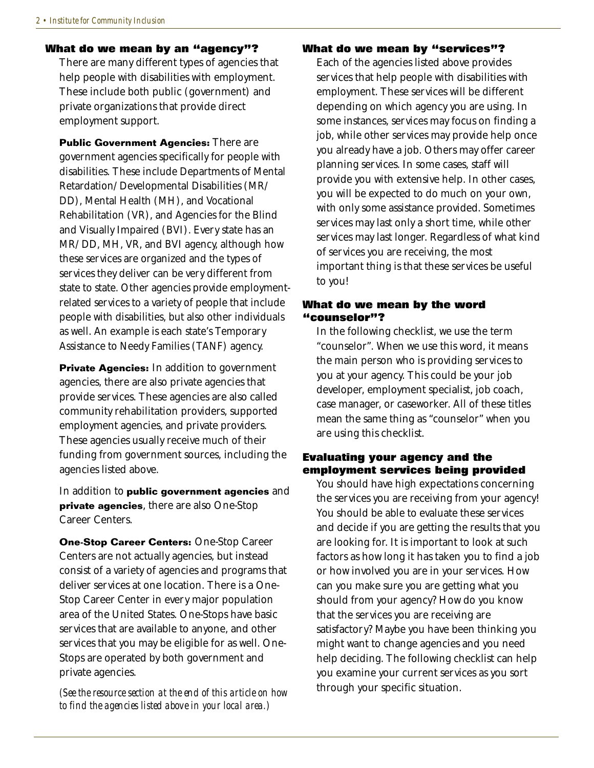### What do we mean by an "agency"?

There are many different types of agencies that help people with disabilities with employment. These include both public (government) and private organizations that provide direct employment support.

**Public Government Agencies:** There are government agencies specifically for people with disabilities. These include Departments of Mental Retardation/Developmental Disabilities (MR/DD), Mental Health (MH), and Vocational Rehabilitation (VR), and Agencies for the Blind and Visually Impaired (BVI). Every state has an MR/DD, MH, VR, and BVI agency, although how these services are organized and the types of services they deliver can be very different from state to state. Other agencies provide employment-related services to a variety of people that include people with disabilities, but also other individuals as well. An example is each state's Temporary Assistance to Needy Families (TANF) agency.

**Private Agencies:** In addition to government agencies, there are also private agencies that provide services. These agencies are also called community rehabilitation providers, supported employment agencies, and private providers. These agencies usually receive much of their funding from government sources, including the agencies listed above.

In addition to **public government agencies** and **private agencies**, there are also One-Stop Career Centers.

**One-Stop Career Centers:** One-Stop Career Centers are not actually agencies, but instead consist of a variety of agencies and programs that deliver services at one location. There is a One-Stop Career Center in every major population area of the United States. One-Stops have basic services that are available to anyone, and other services that you may be eligible for as well. One-Stops are operated by both government and private agencies.

*(See the resource section at the end of this article on how to find the agencies listed above in your local area.)*

### What do we mean by "services"?

Each of the agencies listed above provides services that help people with disabilities with employment. These services will be different depending on which agency you are using. In some instances, services may focus on finding a job, while other services may provide help once you already have a job. Others may offer career planning services. In some cases, staff will provide you with extensive help. In other cases, you will be expected to do much on your own, with only some assistance provided. Sometimes services may last only a short time, while other services may last longer. Regardless of what kind of services you are receiving, the most important thing is that these services be useful to you!

### What do we mean by the word "counselor"?

In the following checklist, we use the term "counselor". When we use this word, it means the main person who is providing services to you at your agency. This could be your job developer, employment specialist, job coach, case manager, or caseworker. All of these titles mean the same thing as "counselor" when you are using this checklist.

### Evaluating your agency and the employment services being provided

You should have high expectations concerning the services you are receiving from your agency! You should be able to evaluate these services and decide if you are getting the results that you are looking for. It is important to look at such factors as how long it has taken you to find a job or how involved you are in your services. How can you make sure you are getting what you should from your agency? How do you know that the services you are receiving are satisfactory? Maybe you have been thinking you might want to change agencies and you need help deciding. The following checklist can help you examine your current services as you sort through your specific situation.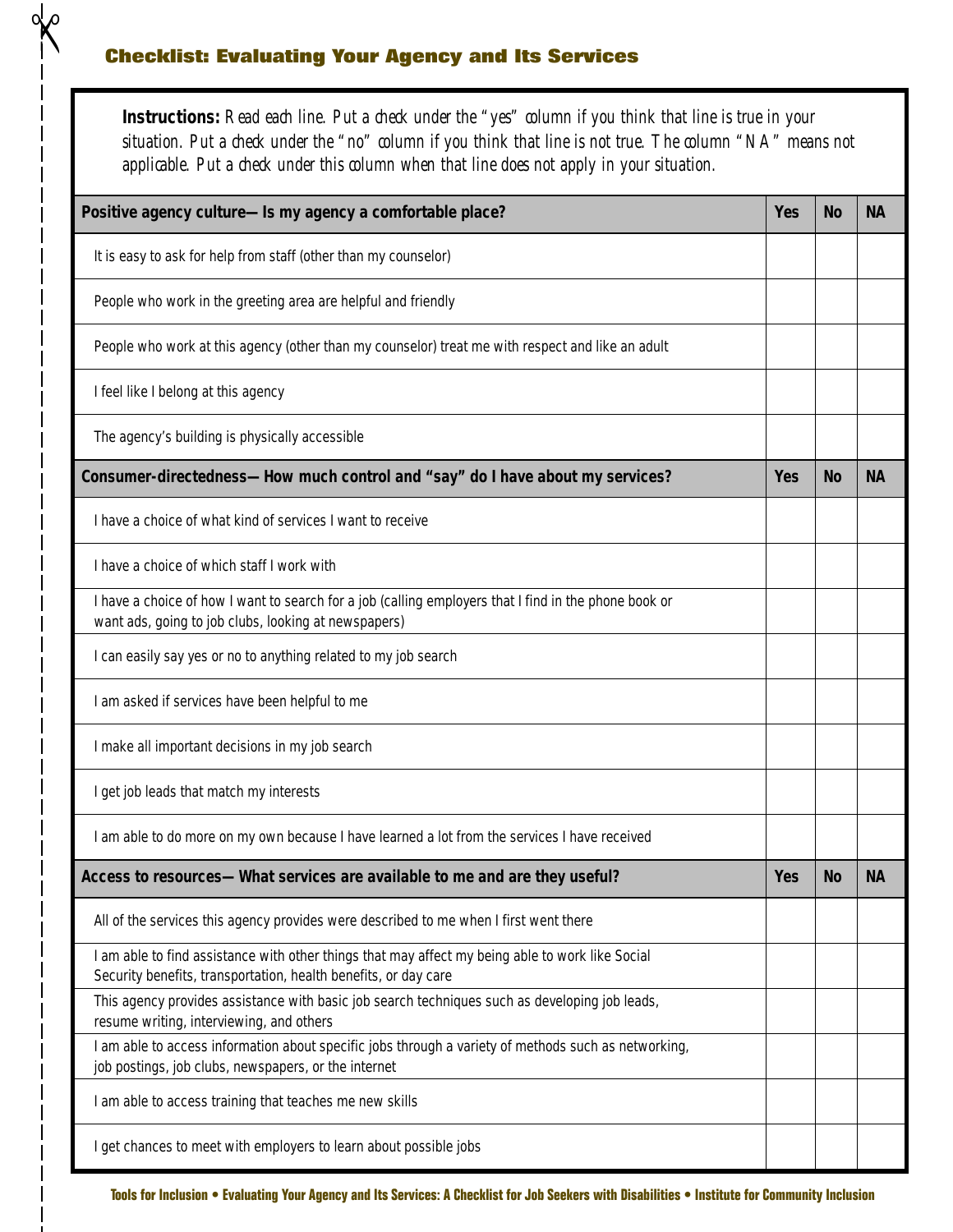## Checklist: Evaluating Your Agency and Its Services

**Instructions:** *Read each line. Put a check under the "yes" column if you think that line is true in your situation. Put a check under the "no" column if you think that line is not true. The column "NA" means not applicable. Put a check under this column when that line does not apply in your situation.*

| Positive agency culture— Is my agency a comfortable place? | Yes | No | NA |
|---|---|---|---|
| It is easy to ask for help from staff (other than my counselor) | | | |
| People who work in the greeting area are helpful and friendly | | | |
| People who work at this agency (other than my counselor) treat me with respect and like an adult | | | |
| I feel like I belong at this agency | | | |
| The agency's building is physically accessible | | | |
| **Consumer-directedness— How much control and "say" do I have about my services?** | **Yes** | **No** | **NA** |
| I have a choice of what kind of services I want to receive | | | |
| I have a choice of which staff I work with | | | |
| I have a choice of how I want to search for a job (calling employers that I find in the phone book or want ads, going to job clubs, looking at newspapers) | | | |
| I can easily say yes or no to anything related to my job search | | | |
| I am asked if services have been helpful to me | | | |
| I make all important decisions in my job search | | | |
| I get job leads that match my interests | | | |
| I am able to do more on my own because I have learned a lot from the services I have received | | | |
| **Access to resources— What services are available to me and are they useful?** | **Yes** | **No** | **NA** |
| All of the services this agency provides were described to me when I first went there | | | |
| I am able to find assistance with other things that may affect my being able to work like Social Security benefits, transportation, health benefits, or day care | | | |
| This agency provides assistance with basic job search techniques such as developing job leads, resume writing, interviewing, and others | | | |
| I am able to access information about specific jobs through a variety of methods such as networking, job postings, job clubs, newspapers, or the internet | | | |
| I am able to access training that teaches me new skills | | | |
| I get chances to meet with employers to learn about possible jobs | | | |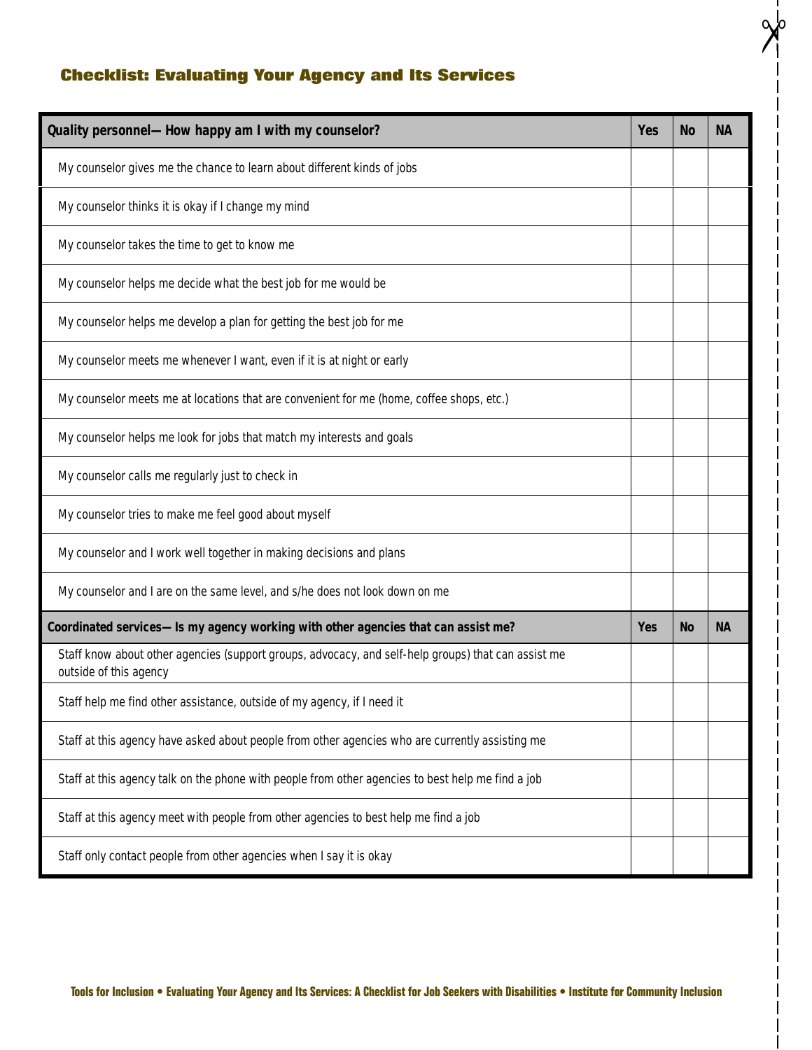## Checklist: Evaluating Your Agency and Its Services

| Quality personnel— How happy am I with my counselor? | Yes | No | NA |
|---|---|---|---|
| My counselor gives me the chance to learn about different kinds of jobs | | | |
| My counselor thinks it is okay if I change my mind | | | |
| My counselor takes the time to get to know me | | | |
| My counselor helps me decide what the best job for me would be | | | |
| My counselor helps me develop a plan for getting the best job for me | | | |
| My counselor meets me whenever I want, even if it is at night or early | | | |
| My counselor meets me at locations that are convenient for me (home, coffee shops, etc.) | | | |
| My counselor helps me look for jobs that match my interests and goals | | | |
| My counselor calls me regularly just to check in | | | |
| My counselor tries to make me feel good about myself | | | |
| My counselor and I work well together in making decisions and plans | | | |
| My counselor and I are on the same level, and s/he does not look down on me | | | |
| **Coordinated services— Is my agency working with other agencies that can assist me?** | **Yes** | **No** | **NA** |
| Staff know about other agencies (support groups, advocacy, and self-help groups) that can assist me outside of this agency | | | |
| Staff help me find other assistance, outside of my agency, if I need it | | | |
| Staff at this agency have asked about people from other agencies who are currently assisting me | | | |
| Staff at this agency talk on the phone with people from other agencies to best help me find a job | | | |
| Staff at this agency meet with people from other agencies to best help me find a job | | | |
| Staff only contact people from other agencies when I say it is okay | | | |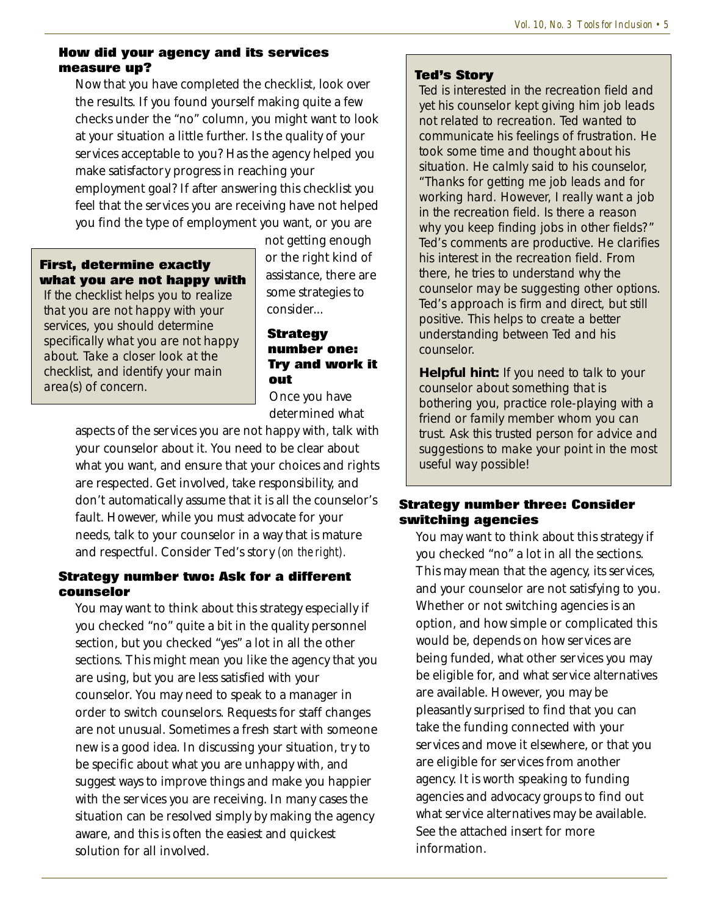### How did your agency and its services measure up?

Now that you have completed the checklist, look over the results. If you found yourself making quite a few checks under the "no" column, you might want to look at your situation a little further. Is the quality of your services acceptable to you? Has the agency helped you make satisfactory progress in reaching your employment goal? If after answering this checklist you feel that the services you are receiving have not helped you find the type of employment you want, or you are not getting enough or the right kind of assistance, there are some strategies to consider...

#### First, determine exactly what you are not happy with

*If the checklist helps you to realize that you are not happy with your services, you should determine specifically what you are not happy about. Take a closer look at the checklist, and identify your main area(s) of concern.*

### Strategy number one: Try and work it out

Once you have determined what aspects of the services you are not happy with, talk with your counselor about it. You need to be clear about what you want, and ensure that your choices and rights are respected. Get involved, take responsibility, and don't automatically assume that it is all the counselor's fault. However, while you must advocate for your needs, talk to your counselor in a way that is mature and respectful. Consider Ted's story *(on the right).*

#### Ted's Story

*Ted is interested in the recreation field and yet his counselor kept giving him job leads not related to recreation. Ted wanted to communicate his feelings of frustration. He took some time and thought about his situation. He calmly said to his counselor, "Thanks for getting me job leads and for working hard. However, I really want a job in the recreation field. Is there a reason why you keep finding jobs in other fields?" Ted's comments are productive. He clarifies his interest in the recreation field. From there, he tries to understand why the counselor may be suggesting other options. Ted's approach is firm and direct, but still positive. This helps to create a better understanding between Ted and his counselor.*

**Helpful hint:** *If you need to talk to your counselor about something that is bothering you, practice role-playing with a friend or family member whom you can trust. Ask this trusted person for advice and suggestions to make your point in the most useful way possible!*

### Strategy number two: Ask for a different counselor

You may want to think about this strategy especially if you checked "no" quite a bit in the quality personnel section, but you checked "yes" a lot in all the other sections. This might mean you like the agency that you are using, but you are less satisfied with your counselor. You may need to speak to a manager in order to switch counselors. Requests for staff changes are not unusual. Sometimes a fresh start with someone new is a good idea. In discussing your situation, try to be specific about what you are unhappy with, and suggest ways to improve things and make you happier with the services you are receiving. In many cases the situation can be resolved simply by making the agency aware, and this is often the easiest and quickest solution for all involved.

### Strategy number three: Consider switching agencies

You may want to think about this strategy if you checked "no" a lot in all the sections. This may mean that the agency, its services, and your counselor are not satisfying to you. Whether or not switching agencies is an option, and how simple or complicated this would be, depends on how services are being funded, what other services you may be eligible for, and what service alternatives are available. However, you may be pleasantly surprised to find that you can take the funding connected with your services and move it elsewhere, or that you are eligible for services from another agency. It is worth speaking to funding agencies and advocacy groups to find out what service alternatives may be available. See the attached insert for more information.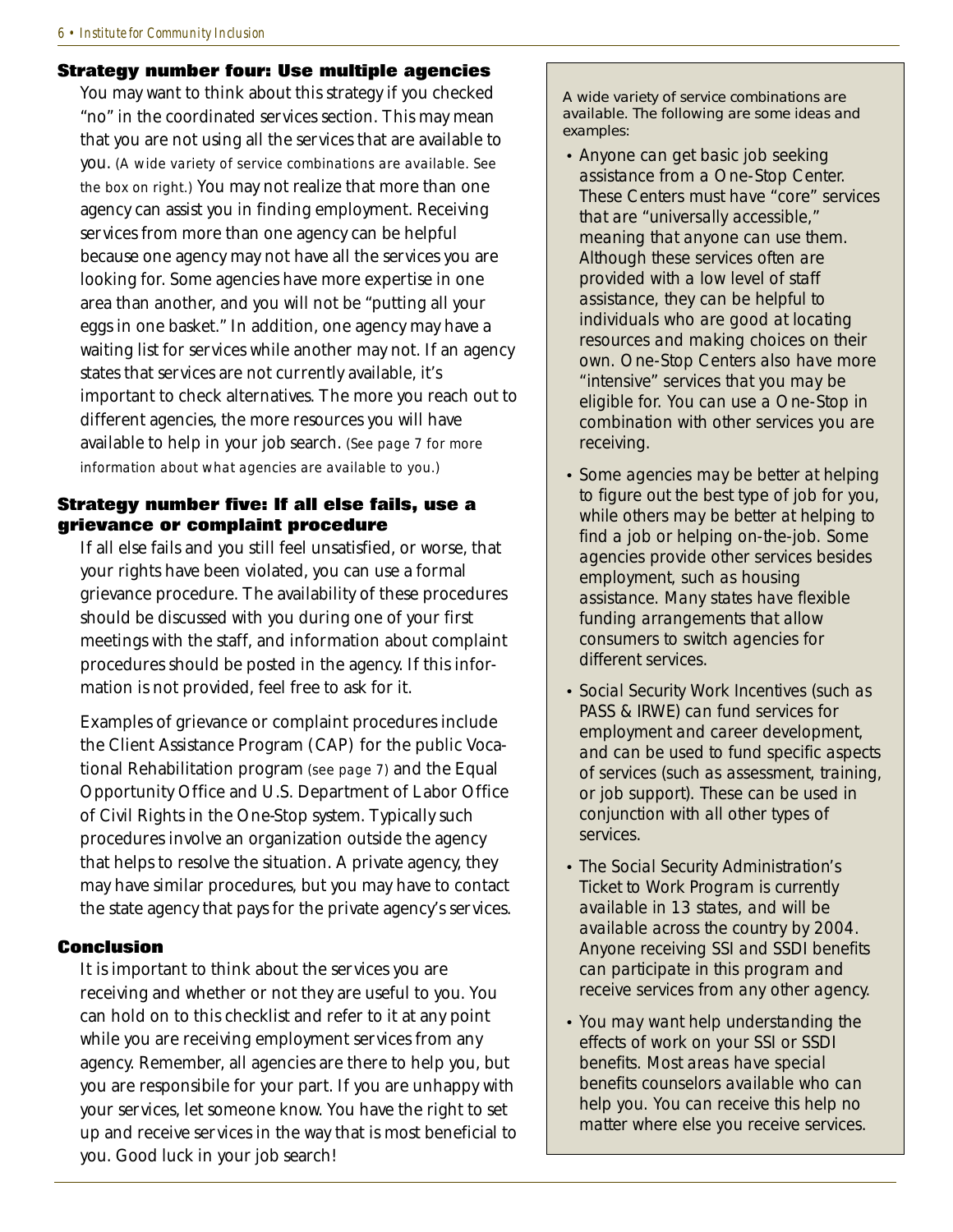### Strategy number four: Use multiple agencies

You may want to think about this strategy if you checked "no" in the coordinated services section. This may mean that you are not using all the services that are available to you. (A wide variety of service combinations are available. See the box on right.) You may not realize that more than one agency can assist you in finding employment. Receiving services from more than one agency can be helpful because one agency may not have all the services you are looking for. Some agencies have more expertise in one area than another, and you will not be "putting all your eggs in one basket." In addition, one agency may have a waiting list for services while another may not. If an agency states that services are not currently available, it's important to check alternatives. The more you reach out to different agencies, the more resources you will have available to help in your job search. (See page 7 for more information about what agencies are available to you.)

### Strategy number five: If all else fails, use a grievance or complaint procedure

If all else fails and you still feel unsatisfied, or worse, that your rights have been violated, you can use a formal grievance procedure. The availability of these procedures should be discussed with you during one of your first meetings with the staff, and information about complaint procedures should be posted in the agency. If this information is not provided, feel free to ask for it.

Examples of grievance or complaint procedures include the Client Assistance Program (CAP) for the public Vocational Rehabilitation program (see page 7) and the Equal Opportunity Office and U.S. Department of Labor Office of Civil Rights in the One-Stop system. Typically such procedures involve an organization outside the agency that helps to resolve the situation. A private agency, they may have similar procedures, but you may have to contact the state agency that pays for the private agency's services.

### Conclusion

It is important to think about the services you are receiving and whether or not they are useful to you. You can hold on to this checklist and refer to it at any point while you are receiving employment services from any agency. Remember, all agencies are there to help you, but you are responsibile for your part. If you are unhappy with your services, let someone know. You have the right to set up and receive services in the way that is most beneficial to you. Good luck in your job search!

---

A wide variety of service combinations are available. The following are some ideas and examples:

- *Anyone can get basic job seeking assistance from a One-Stop Center. These Centers must have "core" services that are "universally accessible," meaning that anyone can use them. Although these services often are provided with a low level of staff assistance, they can be helpful to individuals who are good at locating resources and making choices on their own. One-Stop Centers also have more "intensive" services that you may be eligible for. You can use a One-Stop in combination with other services you are receiving.*
- *Some agencies may be better at helping to figure out the best type of job for you, while others may be better at helping to find a job or helping on-the-job. Some agencies provide other services besides employment, such as housing assistance. Many states have flexible funding arrangements that allow consumers to switch agencies for different services.*
- *Social Security Work Incentives (such as PASS & IRWE) can fund services for employment and career development, and can be used to fund specific aspects of services (such as assessment, training, or job support). These can be used in conjunction with all other types of services.*
- *The Social Security Administration's Ticket to Work Program is currently available in 13 states, and will be available across the country by 2004. Anyone receiving SSI and SSDI benefits can participate in this program and receive services from any other agency.*
- *You may want help understanding the effects of work on your SSI or SSDI benefits. Most areas have special benefits counselors available who can help you. You can receive this help no matter where else you receive services.*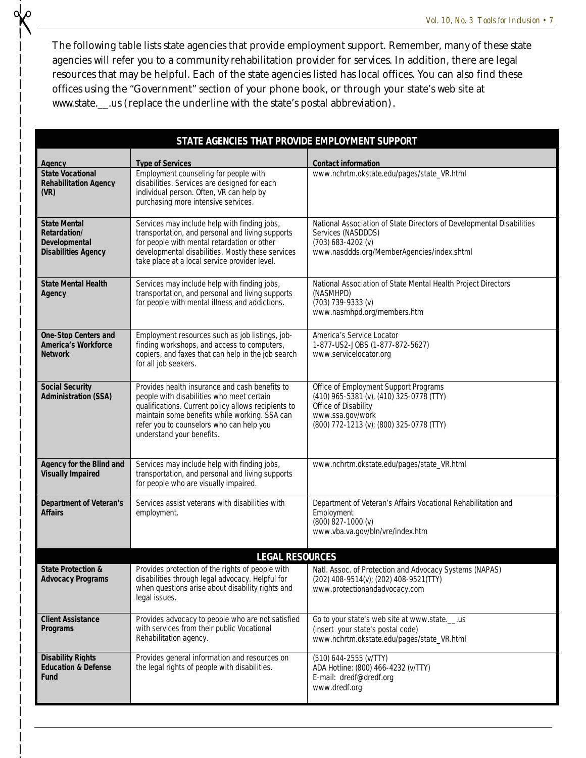The following table lists state agencies that provide employment support. Remember, many of these state agencies will refer you to a community rehabilitation provider for services. In addition, there are legal resources that may be helpful. Each of the state agencies listed has local offices. You can also find these offices using the "Government" section of your phone book, or through your state's web site at www.state.__.us (replace the underline with the state's postal abbreviation).

| STATE AGENCIES THAT PROVIDE EMPLOYMENT SUPPORT | | |
|---|---|---|
| **Agency** | **Type of Services** | **Contact information** |
| **State Vocational Rehabilitation Agency (VR)** | Employment counseling for people with disabilities. Services are designed for each individual person. Often, VR can help by purchasing more intensive services. | www.nchrtm.okstate.edu/pages/state_VR.html |
| **State Mental Retardation/ Developmental Disabilities Agency** | Services may include help with finding jobs, transportation, and personal and living supports for people with mental retardation or other developmental disabilities. Mostly these services take place at a local service provider level. | National Association of State Directors of Developmental Disabilities Services (NASDDDS)<br>(703) 683-4202 (v)<br>www.nasddds.org/MemberAgencies/index.shtml |
| **State Mental Health Agency** | Services may include help with finding jobs, transportation, and personal and living supports for people with mental illness and addictions. | National Association of State Mental Health Project Directors (NASMHPD)<br>(703) 739-9333 (v)<br>www.nasmhpd.org/members.htm |
| **One-Stop Centers and America's Workforce Network** | Employment resources such as job listings, job-finding workshops, and access to computers, copiers, and faxes that can help in the job search for all job seekers. | America's Service Locator<br>1-877-US2-JOBS (1-877-872-5627)<br>www.servicelocator.org |
| **Social Security Administration (SSA)** | Provides health insurance and cash benefits to people with disabilities who meet certain qualifications. Current policy allows recipients to maintain some benefits while working. SSA can refer you to counselors who can help you understand your benefits. | Office of Employment Support Programs<br>(410) 965-5381 (v), (410) 325-0778 (TTY)<br>Office of Disability<br>www.ssa.gov/work<br>(800) 772-1213 (v); (800) 325-0778 (TTY) |
| **Agency for the Blind and Visually Impaired** | Services may include help with finding jobs, transportation, and personal and living supports for people who are visually impaired. | www.nchrtm.okstate.edu/pages/state_VR.html |
| **Department of Veteran's Affairs** | Services assist veterans with disabilities with employment. | Department of Veteran's Affairs Vocational Rehabilitation and Employment<br>(800) 827-1000 (v)<br>www.vba.va.gov/bln/vre/index.htm |
| **LEGAL RESOURCES** | | |
| **State Protection & Advocacy Programs** | Provides protection of the rights of people with disabilities through legal advocacy. Helpful for when questions arise about disability rights and legal issues. | Natl. Assoc. of Protection and Advocacy Systems (NAPAS)<br>(202) 408-9514(v); (202) 408-9521(TTY)<br>www.protectionandadvocacy.com |
| **Client Assistance Programs** | Provides advocacy to people who are not satisfied with services from their public Vocational Rehabilitation agency. | Go to your state's web site at www.state.__.us (insert your state's postal code)<br>www.nchrtm.okstate.edu/pages/state_VR.html |
| **Disability Rights Education & Defense Fund** | Provides general information and resources on the legal rights of people with disabilities. | (510) 644-2555 (v/TTY)<br>ADA Hotline: (800) 466-4232 (v/TTY)<br>E-mail: dredf@dredf.org<br>www.dredf.org |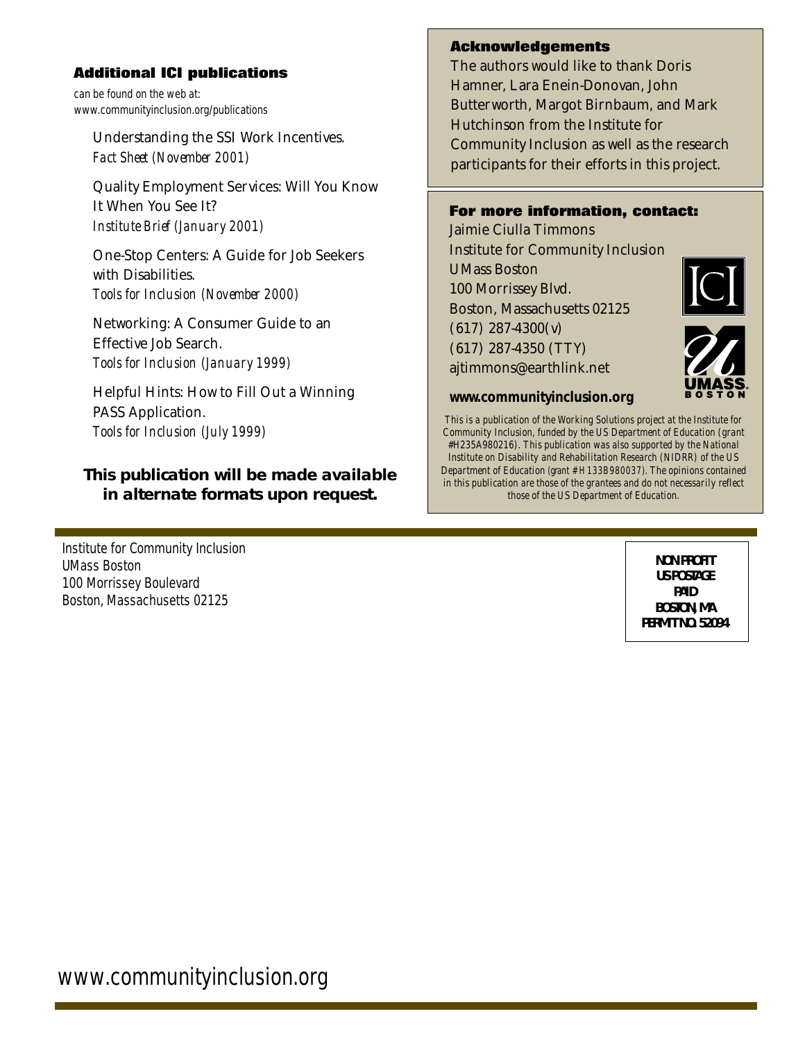### Additional ICI publications

can be found on the web at:
www.communityinclusion.org/publications

Understanding the SSI Work Incentives.
*Fact Sheet (November 2001)*

Quality Employment Services: Will You Know It When You See It?
*Institute Brief (January 2001)*

One-Stop Centers: A Guide for Job Seekers with Disabilities.
*Tools for Inclusion (November 2000)*

Networking: A Consumer Guide to an Effective Job Search.
*Tools for Inclusion (January 1999)*

Helpful Hints: How to Fill Out a Winning PASS Application.
*Tools for Inclusion (July 1999)*

**This publication will be made available in alternate formats upon request.**

### Acknowledgements

The authors would like to thank Doris Hamner, Lara Enein-Donovan, John Butterworth, Margot Birnbaum, and Mark Hutchinson from the Institute for Community Inclusion as well as the research participants for their efforts in this project.

### For more information, contact:

Jaimie Ciulla Timmons
Institute for Community Inclusion
UMass Boston
100 Morrissey Blvd.
Boston, Massachusetts 02125
(617) 287-4300(v)
(617) 287-4350 (TTY)
ajtimmons@earthlink.net

**www.communityinclusion.org**

*This is a publication of the Working Solutions project at the Institute for Community Inclusion, funded by the US Department of Education (grant #H235A980216). This publication was also supported by the National Institute on Disability and Rehabilitation Research (NIDRR) of the US Department of Education (grant # H133B980037). The opinions contained in this publication are those of the grantees and do not necessarily reflect those of the US Department of Education.*

Institute for Community Inclusion
UMass Boston
100 Morrissey Boulevard
Boston, Massachusetts 02125

**NON PROFIT
US POSTAGE
PAID
BOSTON, MA
PERMIT NO. 52094**

www.communityinclusion.org